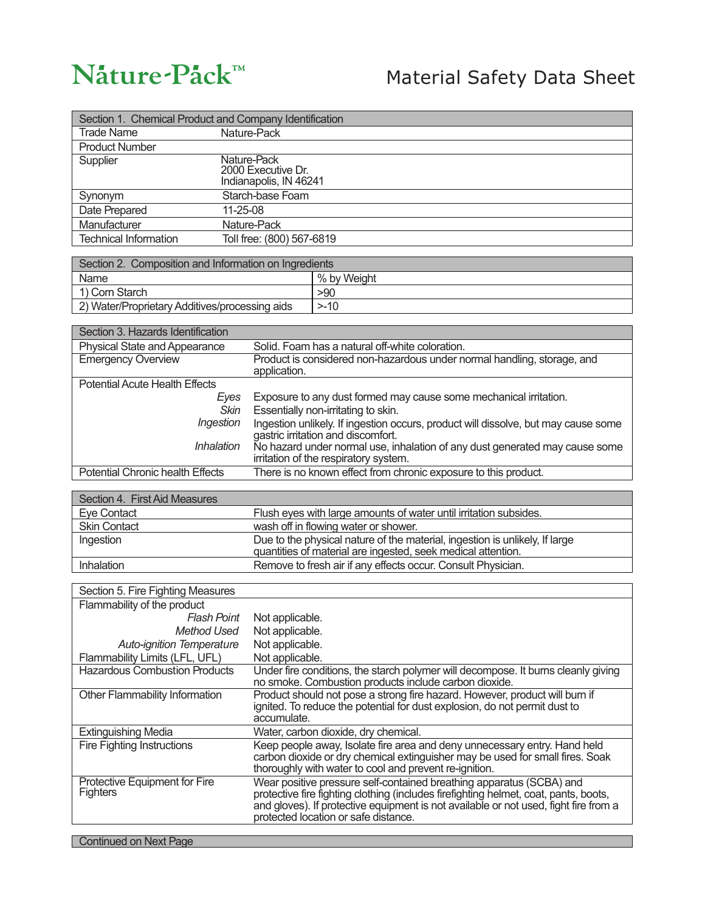# Nature-Pack™

# Material Safety Data Sheet

| Section 1. Chemical Product and Company Identification | |
|---|---|
| Trade Name | Nature-Pack |
| Product Number | |
| Supplier | Nature-Pack<br>2000 Executive Dr.<br>Indianapolis, IN 46241 |
| Synonym | Starch-base Foam |
| Date Prepared | 11-25-08 |
| Manufacturer | Nature-Pack |
| Technical Information | Toll free: (800) 567-6819 |

| Section 2. Composition and Information on Ingredients | |
|---|---|
| Name | % by Weight |
| 1) Corn Starch | >90 |
| 2) Water/Proprietary Additives/processing aids | >-10 |

| Section 3. Hazards Identification | |
|---|---|
| Physical State and Appearance | Solid. Foam has a natural off-white coloration. |
| Emergency Overview | Product is considered non-hazardous under normal handling, storage, and application. |
| Potential Acute Health Effects | |
| *Eyes* | Exposure to any dust formed may cause some mechanical irritation. |
| *Skin* | Essentially non-irritating to skin. |
| *Ingestion* | Ingestion unlikely. If ingestion occurs, product will dissolve, but may cause some gastric irritation and discomfort. |
| *Inhalation* | No hazard under normal use, inhalation of any dust generated may cause some irritation of the respiratory system. |
| Potential Chronic health Effects | There is no known effect from chronic exposure to this product. |

| Section 4. First Aid Measures | |
|---|---|
| Eye Contact | Flush eyes with large amounts of water until irritation subsides. |
| Skin Contact | wash off in flowing water or shower. |
| Ingestion | Due to the physical nature of the material, ingestion is unlikely, If large quantities of material are ingested, seek medical attention. |
| Inhalation | Remove to fresh air if any effects occur. Consult Physician. |

| Section 5. Fire Fighting Measures | |
|---|---|
| Flammability of the product | |
| *Flash Point* | Not applicable. |
| *Method Used* | Not applicable. |
| *Auto-ignition Temperature* | Not applicable. |
| Flammability Limits (LFL, UFL) | Not applicable. |
| Hazardous Combustion Products | Under fire conditions, the starch polymer will decompose. It burns cleanly giving no smoke. Combustion products include carbon dioxide. |
| Other Flammability Information | Product should not pose a strong fire hazard. However, product will burn if ignited. To reduce the potential for dust explosion, do not permit dust to accumulate. |
| Extinguishing Media | Water, carbon dioxide, dry chemical. |
| Fire Fighting Instructions | Keep people away, Isolate fire area and deny unnecessary entry. Hand held carbon dioxide or dry chemical extinguisher may be used for small fires. Soak thoroughly with water to cool and prevent re-ignition. |
| Protective Equipment for Fire Fighters | Wear positive pressure self-contained breathing apparatus (SCBA) and protective fire fighting clothing (includes firefighting helmet, coat, pants, boots, and gloves). If protective equipment is not available or not used, fight fire from a protected location or safe distance. |

Continued on Next Page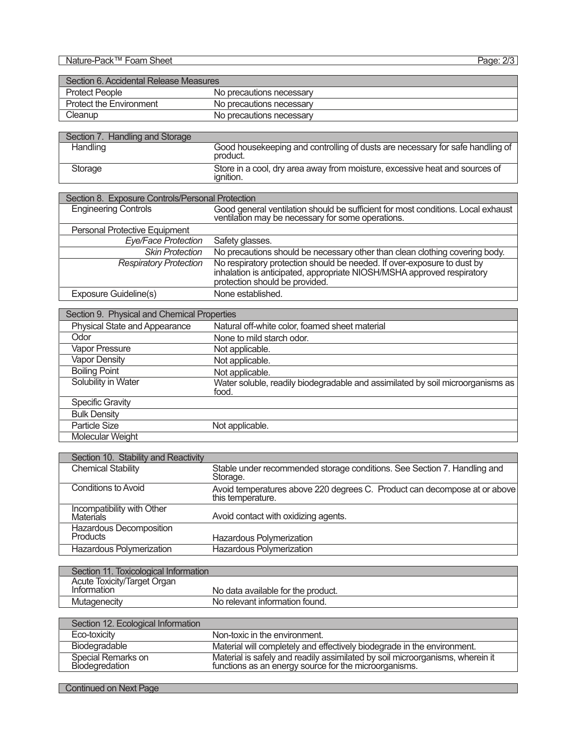| Section 6. Accidental Release Measures | |
|---|---|
| Protect People | No precautions necessary |
| Protect the Environment | No precautions necessary |
| Cleanup | No precautions necessary |

| Section 7. Handling and Storage | |
|---|---|
| Handling | Good housekeeping and controlling of dusts are necessary for safe handling of product. |
| Storage | Store in a cool, dry area away from moisture, excessive heat and sources of ignition. |

| Section 8. Exposure Controls/Personal Protection | |
|---|---|
| Engineering Controls | Good general ventilation should be sufficient for most conditions. Local exhaust ventilation may be necessary for some operations. |
| Personal Protective Equipment | |
| *Eye/Face Protection* | Safety glasses. |
| *Skin Protection* | No precautions should be necessary other than clean clothing covering body. |
| *Respiratory Protection* | No respiratory protection should be needed. If over-exposure to dust by inhalation is anticipated, appropriate NIOSH/MSHA approved respiratory protection should be provided. |
| Exposure Guideline(s) | None established. |

| Section 9. Physical and Chemical Properties | |
|---|---|
| Physical State and Appearance | Natural off-white color, foamed sheet material |
| Odor | None to mild starch odor. |
| Vapor Pressure | Not applicable. |
| Vapor Density | Not applicable. |
| Boiling Point | Not applicable. |
| Solubility in Water | Water soluble, readily biodegradable and assimilated by soil microorganisms as food. |
| Specific Gravity | |
| Bulk Density | |
| Particle Size | Not applicable. |
| Molecular Weight | |

| Section 10. Stability and Reactivity | |
|---|---|
| Chemical Stability | Stable under recommended storage conditions. See Section 7. Handling and Storage. |
| Conditions to Avoid | Avoid temperatures above 220 degrees C. Product can decompose at or above this temperature. |
| Incompatibility with Other Materials | Avoid contact with oxidizing agents. |
| Hazardous Decomposition Products | Hazardous Polymerization |
| Hazardous Polymerization | Hazardous Polymerization |

| Section 11. Toxicological Information | |
|---|---|
| Acute Toxicity/Target Organ Information | No data available for the product. |
| Mutagenecity | No relevant information found. |

| Section 12. Ecological Information | |
|---|---|
| Eco-toxicity | Non-toxic in the environment. |
| Biodegradable | Material will completely and effectively biodegrade in the environment. |
| Special Remarks on Biodegredation | Material is safely and readily assimilated by soil microorganisms, wherein it functions as an energy source for the microorganisms. |

Continued on Next Page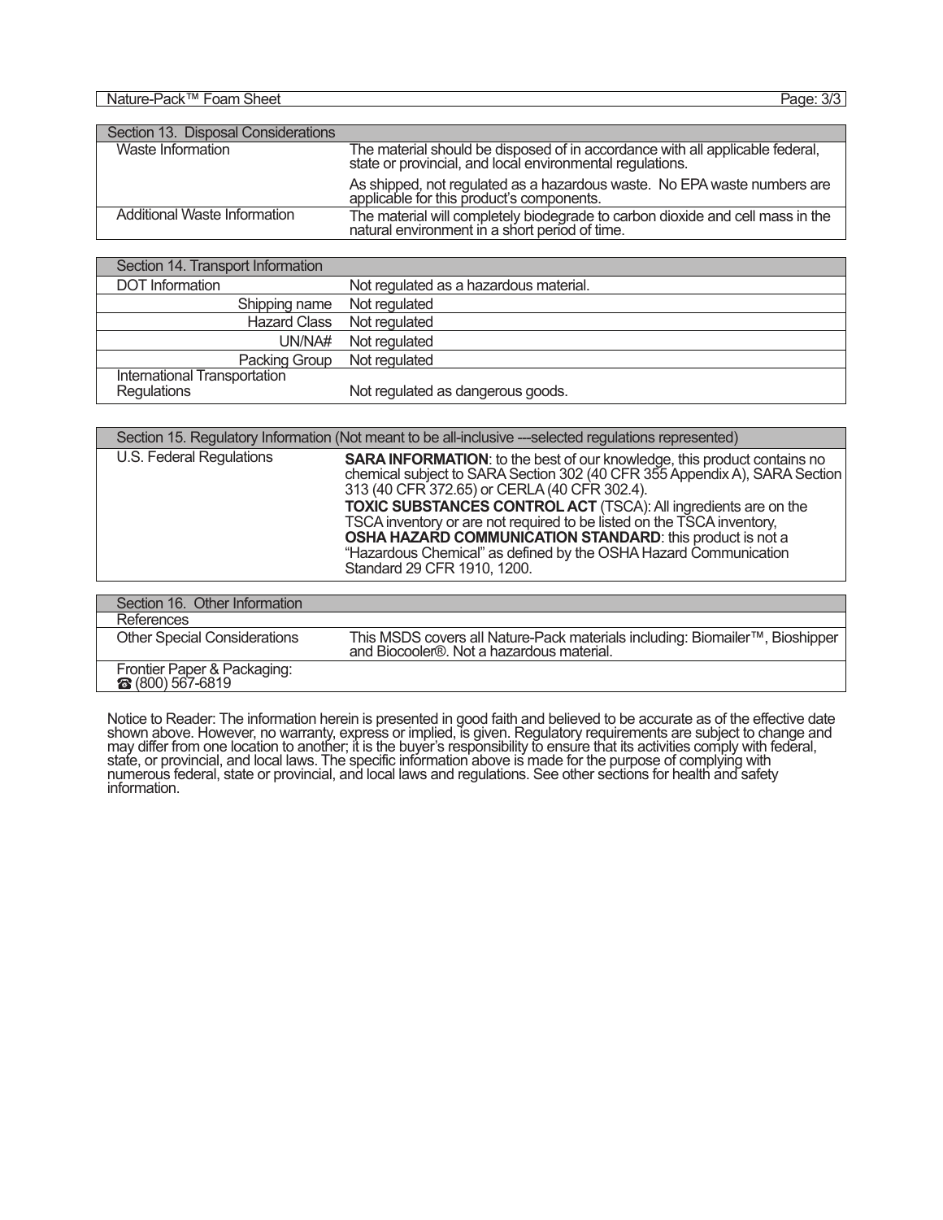## Section 13. Disposal Considerations

| | |
|---|---|
| Waste Information | The material should be disposed of in accordance with all applicable federal, state or provincial, and local environmental regulations.<br><br>As shipped, not regulated as a hazardous waste. No EPA waste numbers are applicable for this product's components. |
| Additional Waste Information | The material will completely biodegrade to carbon dioxide and cell mass in the natural environment in a short period of time. |

## Section 14. Transport Information

| | |
|---|---|
| DOT Information | Not regulated as a hazardous material. |
| Shipping name | Not regulated |
| Hazard Class | Not regulated |
| UN/NA# | Not regulated |
| Packing Group | Not regulated |
| International Transportation Regulations | Not regulated as dangerous goods. |

## Section 15. Regulatory Information (Not meant to be all-inclusive ---selected regulations represented)

| | |
|---|---|
| U.S. Federal Regulations | **SARA INFORMATION**: to the best of our knowledge, this product contains no chemical subject to SARA Section 302 (40 CFR 355 Appendix A), SARA Section 313 (40 CFR 372.65) or CERLA (40 CFR 302.4).<br>**TOXIC SUBSTANCES CONTROL ACT** (TSCA): All ingredients are on the TSCA inventory or are not required to be listed on the TSCA inventory,<br>**OSHA HAZARD COMMUNICATION STANDARD**: this product is not a "Hazardous Chemical" as defined by the OSHA Hazard Communication Standard 29 CFR 1910, 1200. |

## Section 16. Other Information

| | |
|---|---|
| References | |
| Other Special Considerations | This MSDS covers all Nature-Pack materials including: Biomailer™, Bioshipper and Biocooler®. Not a hazardous material. |
| Frontier Paper & Packaging: ☎ (800) 567-6819 | |

Notice to Reader: The information herein is presented in good faith and believed to be accurate as of the effective date shown above. However, no warranty, express or implied, is given. Regulatory requirements are subject to change and may differ from one location to another; it is the buyer's responsibility to ensure that its activities comply with federal, state, or provincial, and local laws. The specific information above is made for the purpose of complying with numerous federal, state or provincial, and local laws and regulations. See other sections for health and safety information.